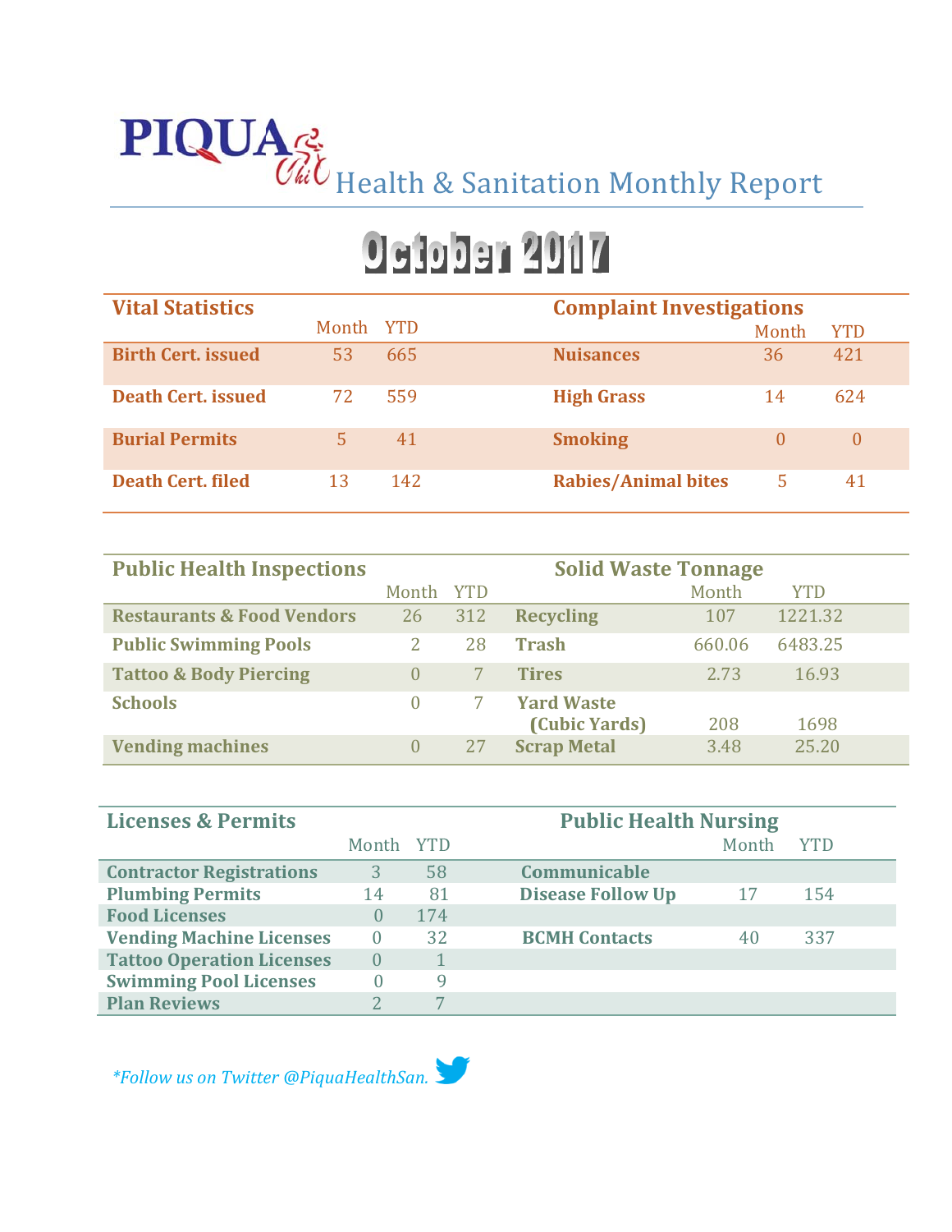# PIQUA Health & Sanitation Monthly Report

## October 2017

| Vital Statistics | Month | YTD | Complaint Investigations | Month | YTD |
|---|---|---|---|---|---|
| Birth Cert. issued | 53 | 665 | Nuisances | 36 | 421 |
| Death Cert. issued | 72 | 559 | High Grass | 14 | 624 |
| Burial Permits | 5 | 41 | Smoking | 0 | 0 |
| Death Cert. filed | 13 | 142 | Rabies/Animal bites | 5 | 41 |

| Public Health Inspections | Month | YTD | Solid Waste Tonnage | Month | YTD |
|---|---|---|---|---|---|
| Restaurants & Food Vendors | 26 | 312 | Recycling | 107 | 1221.32 |
| Public Swimming Pools | 2 | 28 | Trash | 660.06 | 6483.25 |
| Tattoo & Body Piercing | 0 | 7 | Tires | 2.73 | 16.93 |
| Schools | 0 | 7 | Yard Waste (Cubic Yards) | 208 | 1698 |
| Vending machines | 0 | 27 | Scrap Metal | 3.48 | 25.20 |

| Licenses & Permits | Month | YTD | Public Health Nursing | Month | YTD |
|---|---|---|---|---|---|
| Contractor Registrations | 3 | 58 | Communicable | | |
| Plumbing Permits | 14 | 81 | Disease Follow Up | 17 | 154 |
| Food Licenses | 0 | 174 | | | |
| Vending Machine Licenses | 0 | 32 | BCMH Contacts | 40 | 337 |
| Tattoo Operation Licenses | 0 | 1 | | | |
| Swimming Pool Licenses | 0 | 9 | | | |
| Plan Reviews | 2 | 7 | | | |

*\*Follow us on Twitter @PiquaHealthSan.*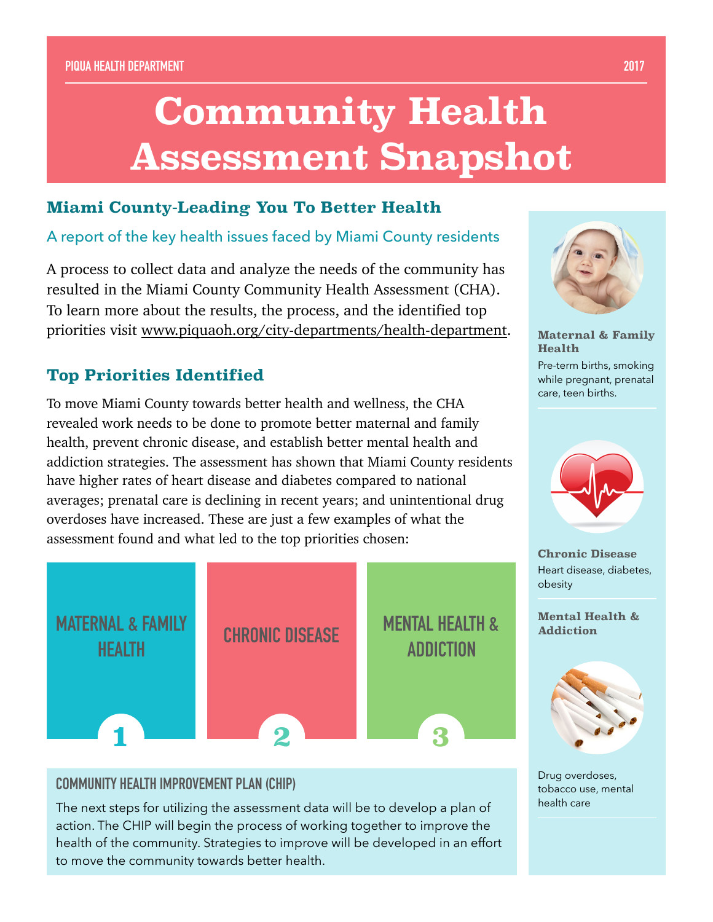PIQUA HEALTH DEPARTMENT 2017

# Community Health Assessment Snapshot

## Miami County-Leading You To Better Health

A report of the key health issues faced by Miami County residents

A process to collect data and analyze the needs of the community has resulted in the Miami County Community Health Assessment (CHA). To learn more about the results, the process, and the identified top priorities visit www.piquaoh.org/city-departments/health-department.

## Top Priorities Identified

To move Miami County towards better health and wellness, the CHA revealed work needs to be done to promote better maternal and family health, prevent chronic disease, and establish better mental health and addiction strategies. The assessment has shown that Miami County residents have higher rates of heart disease and diabetes compared to national averages; prenatal care is declining in recent years; and unintentional drug overdoses have increased. These are just a few examples of what the assessment found and what led to the top priorities chosen:

1. MATERNAL & FAMILY HEALTH
2. CHRONIC DISEASE
3. MENTAL HEALTH & ADDICTION

### COMMUNITY HEALTH IMPROVEMENT PLAN (CHIP)

The next steps for utilizing the assessment data will be to develop a plan of action. The CHIP will begin the process of working together to improve the health of the community. Strategies to improve will be developed in an effort to move the community towards better health.

**Maternal & Family Health**

Pre-term births, smoking while pregnant, prenatal care, teen births.

**Chronic Disease**

Heart disease, diabetes, obesity

**Mental Health & Addiction**

Drug overdoses, tobacco use, mental health care